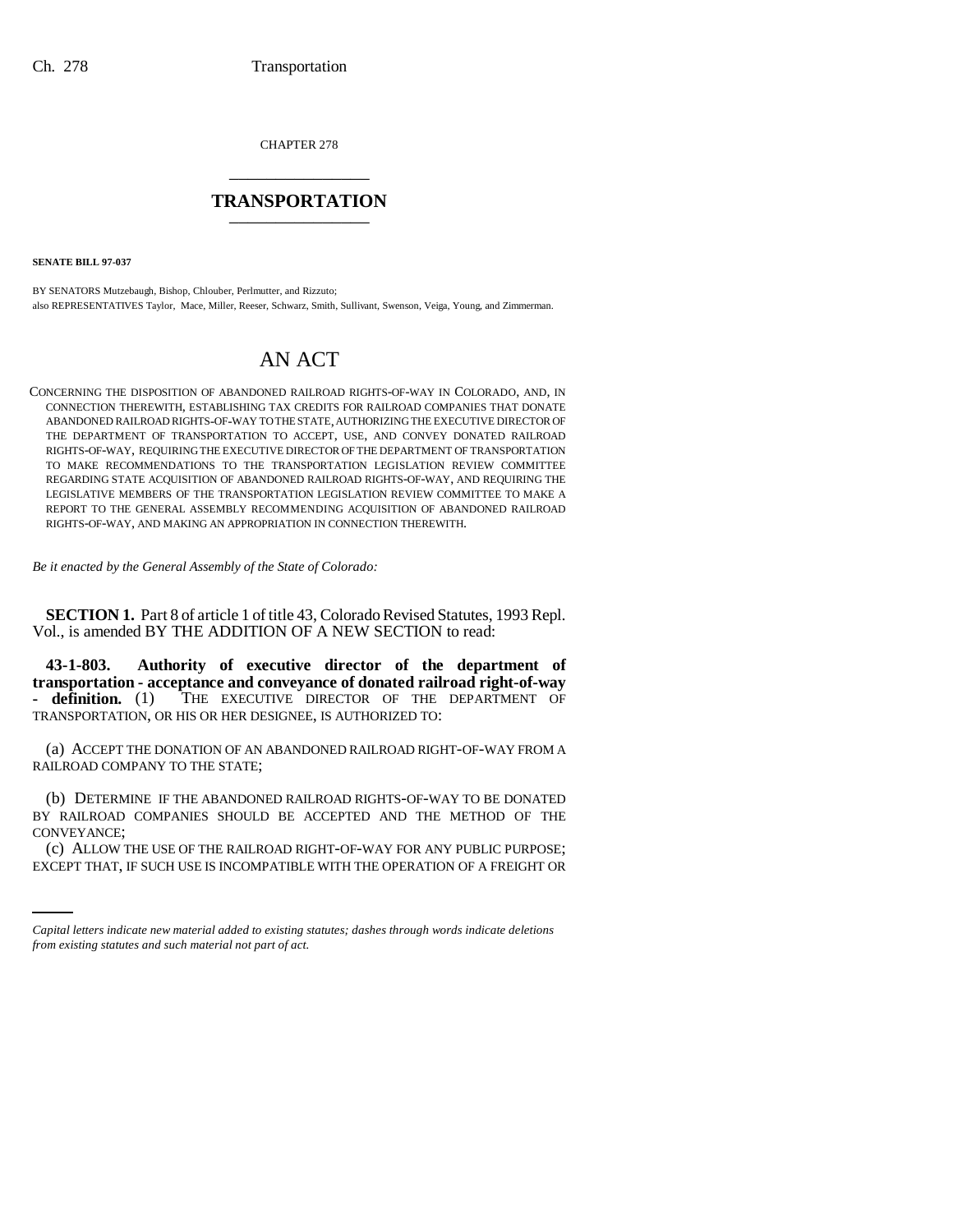CHAPTER 278

# TRANSPORTATION

**SENATE BILL 97-037**

BY SENATORS Mutzebaugh, Bishop, Chlouber, Perlmutter, and Rizzuto;
also REPRESENTATIVES Taylor, Mace, Miller, Reeser, Schwarz, Smith, Sullivant, Swenson, Veiga, Young, and Zimmerman.

# AN ACT

CONCERNING THE DISPOSITION OF ABANDONED RAILROAD RIGHTS-OF-WAY IN COLORADO, AND, IN CONNECTION THEREWITH, ESTABLISHING TAX CREDITS FOR RAILROAD COMPANIES THAT DONATE ABANDONED RAILROAD RIGHTS-OF-WAY TO THE STATE, AUTHORIZING THE EXECUTIVE DIRECTOR OF THE DEPARTMENT OF TRANSPORTATION TO ACCEPT, USE, AND CONVEY DONATED RAILROAD RIGHTS-OF-WAY, REQUIRING THE EXECUTIVE DIRECTOR OF THE DEPARTMENT OF TRANSPORTATION TO MAKE RECOMMENDATIONS TO THE TRANSPORTATION LEGISLATION REVIEW COMMITTEE REGARDING STATE ACQUISITION OF ABANDONED RAILROAD RIGHTS-OF-WAY, AND REQUIRING THE LEGISLATIVE MEMBERS OF THE TRANSPORTATION LEGISLATION REVIEW COMMITTEE TO MAKE A REPORT TO THE GENERAL ASSEMBLY RECOMMENDING ACQUISITION OF ABANDONED RAILROAD RIGHTS-OF-WAY, AND MAKING AN APPROPRIATION IN CONNECTION THEREWITH.

*Be it enacted by the General Assembly of the State of Colorado:*

**SECTION 1.** Part 8 of article 1 of title 43, Colorado Revised Statutes, 1993 Repl. Vol., is amended BY THE ADDITION OF A NEW SECTION to read:

**43-1-803. Authority of executive director of the department of transportation - acceptance and conveyance of donated railroad right-of-way - definition.** (1) THE EXECUTIVE DIRECTOR OF THE DEPARTMENT OF TRANSPORTATION, OR HIS OR HER DESIGNEE, IS AUTHORIZED TO:

(a) ACCEPT THE DONATION OF AN ABANDONED RAILROAD RIGHT-OF-WAY FROM A RAILROAD COMPANY TO THE STATE;

(b) DETERMINE IF THE ABANDONED RAILROAD RIGHTS-OF-WAY TO BE DONATED BY RAILROAD COMPANIES SHOULD BE ACCEPTED AND THE METHOD OF THE CONVEYANCE;

(c) ALLOW THE USE OF THE RAILROAD RIGHT-OF-WAY FOR ANY PUBLIC PURPOSE; EXCEPT THAT, IF SUCH USE IS INCOMPATIBLE WITH THE OPERATION OF A FREIGHT OR

*Capital letters indicate new material added to existing statutes; dashes through words indicate deletions from existing statutes and such material not part of act.*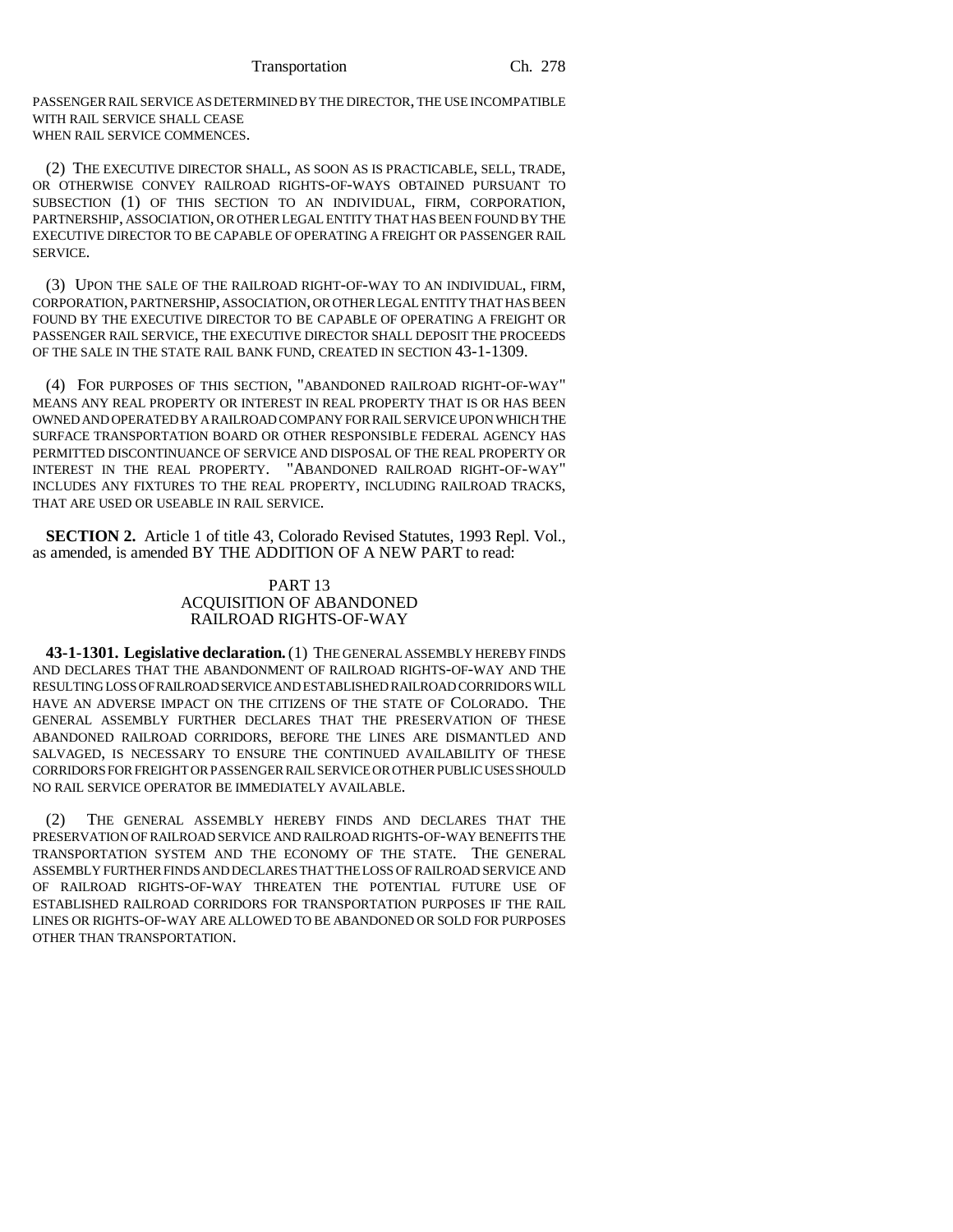PASSENGER RAIL SERVICE AS DETERMINED BY THE DIRECTOR, THE USE INCOMPATIBLE WITH RAIL SERVICE SHALL CEASE WHEN RAIL SERVICE COMMENCES.

(2) THE EXECUTIVE DIRECTOR SHALL, AS SOON AS IS PRACTICABLE, SELL, TRADE, OR OTHERWISE CONVEY RAILROAD RIGHTS-OF-WAYS OBTAINED PURSUANT TO SUBSECTION (1) OF THIS SECTION TO AN INDIVIDUAL, FIRM, CORPORATION, PARTNERSHIP, ASSOCIATION, OR OTHER LEGAL ENTITY THAT HAS BEEN FOUND BY THE EXECUTIVE DIRECTOR TO BE CAPABLE OF OPERATING A FREIGHT OR PASSENGER RAIL SERVICE.

(3) UPON THE SALE OF THE RAILROAD RIGHT-OF-WAY TO AN INDIVIDUAL, FIRM, CORPORATION, PARTNERSHIP, ASSOCIATION, OR OTHER LEGAL ENTITY THAT HAS BEEN FOUND BY THE EXECUTIVE DIRECTOR TO BE CAPABLE OF OPERATING A FREIGHT OR PASSENGER RAIL SERVICE, THE EXECUTIVE DIRECTOR SHALL DEPOSIT THE PROCEEDS OF THE SALE IN THE STATE RAIL BANK FUND, CREATED IN SECTION 43-1-1309.

(4) FOR PURPOSES OF THIS SECTION, "ABANDONED RAILROAD RIGHT-OF-WAY" MEANS ANY REAL PROPERTY OR INTEREST IN REAL PROPERTY THAT IS OR HAS BEEN OWNED AND OPERATED BY A RAILROAD COMPANY FOR RAIL SERVICE UPON WHICH THE SURFACE TRANSPORTATION BOARD OR OTHER RESPONSIBLE FEDERAL AGENCY HAS PERMITTED DISCONTINUANCE OF SERVICE AND DISPOSAL OF THE REAL PROPERTY OR INTEREST IN THE REAL PROPERTY. "ABANDONED RAILROAD RIGHT-OF-WAY" INCLUDES ANY FIXTURES TO THE REAL PROPERTY, INCLUDING RAILROAD TRACKS, THAT ARE USED OR USEABLE IN RAIL SERVICE.

**SECTION 2.** Article 1 of title 43, Colorado Revised Statutes, 1993 Repl. Vol., as amended, is amended BY THE ADDITION OF A NEW PART to read:

PART 13
ACQUISITION OF ABANDONED
RAILROAD RIGHTS-OF-WAY

**43-1-1301. Legislative declaration.** (1) THE GENERAL ASSEMBLY HEREBY FINDS AND DECLARES THAT THE ABANDONMENT OF RAILROAD RIGHTS-OF-WAY AND THE RESULTING LOSS OF RAILROAD SERVICE AND ESTABLISHED RAILROAD CORRIDORS WILL HAVE AN ADVERSE IMPACT ON THE CITIZENS OF THE STATE OF COLORADO. THE GENERAL ASSEMBLY FURTHER DECLARES THAT THE PRESERVATION OF THESE ABANDONED RAILROAD CORRIDORS, BEFORE THE LINES ARE DISMANTLED AND SALVAGED, IS NECESSARY TO ENSURE THE CONTINUED AVAILABILITY OF THESE CORRIDORS FOR FREIGHT OR PASSENGER RAIL SERVICE OR OTHER PUBLIC USES SHOULD NO RAIL SERVICE OPERATOR BE IMMEDIATELY AVAILABLE.

(2) THE GENERAL ASSEMBLY HEREBY FINDS AND DECLARES THAT THE PRESERVATION OF RAILROAD SERVICE AND RAILROAD RIGHTS-OF-WAY BENEFITS THE TRANSPORTATION SYSTEM AND THE ECONOMY OF THE STATE. THE GENERAL ASSEMBLY FURTHER FINDS AND DECLARES THAT THE LOSS OF RAILROAD SERVICE AND OF RAILROAD RIGHTS-OF-WAY THREATEN THE POTENTIAL FUTURE USE OF ESTABLISHED RAILROAD CORRIDORS FOR TRANSPORTATION PURPOSES IF THE RAIL LINES OR RIGHTS-OF-WAY ARE ALLOWED TO BE ABANDONED OR SOLD FOR PURPOSES OTHER THAN TRANSPORTATION.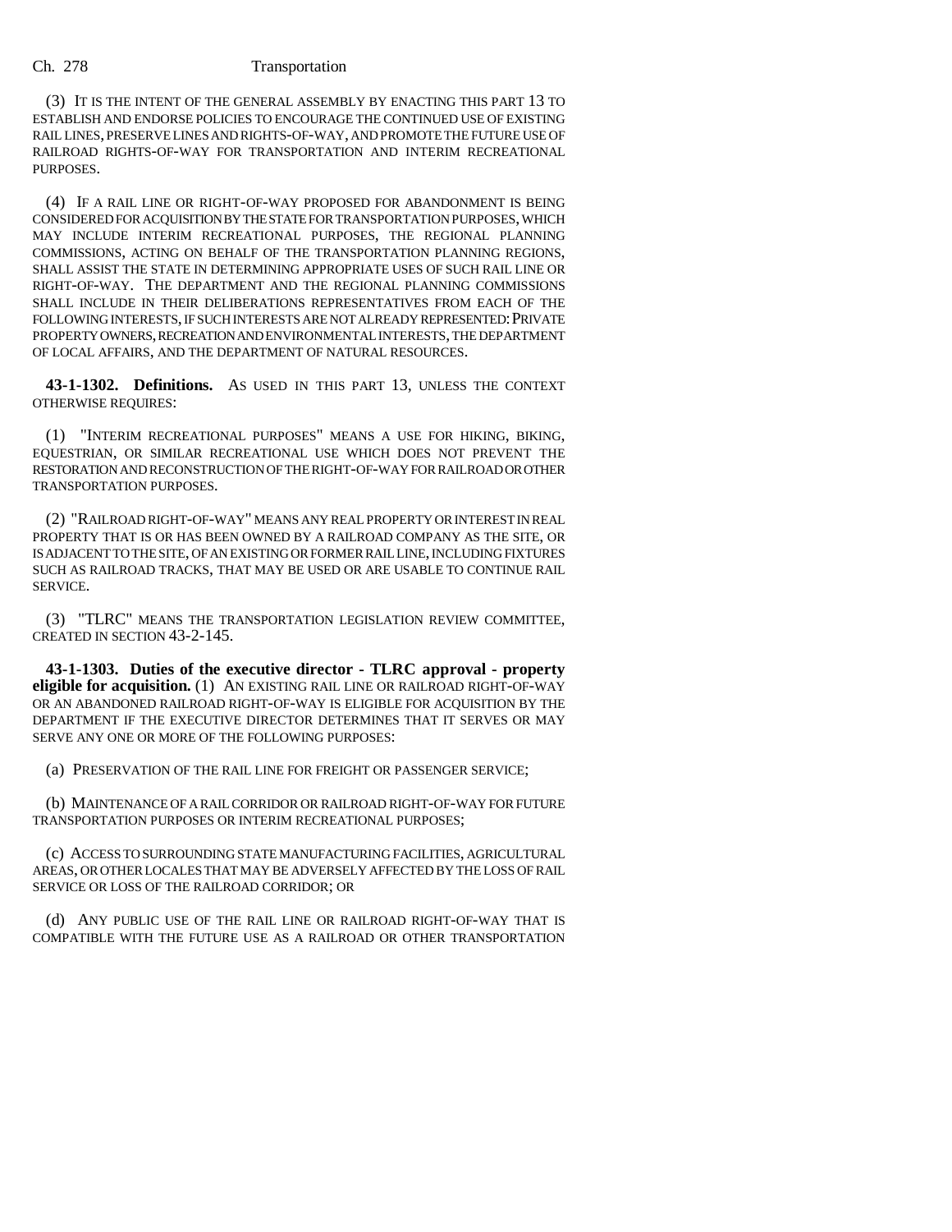(3) IT IS THE INTENT OF THE GENERAL ASSEMBLY BY ENACTING THIS PART 13 TO ESTABLISH AND ENDORSE POLICIES TO ENCOURAGE THE CONTINUED USE OF EXISTING RAIL LINES, PRESERVE LINES AND RIGHTS-OF-WAY, AND PROMOTE THE FUTURE USE OF RAILROAD RIGHTS-OF-WAY FOR TRANSPORTATION AND INTERIM RECREATIONAL PURPOSES.

(4) IF A RAIL LINE OR RIGHT-OF-WAY PROPOSED FOR ABANDONMENT IS BEING CONSIDERED FOR ACQUISITION BY THE STATE FOR TRANSPORTATION PURPOSES, WHICH MAY INCLUDE INTERIM RECREATIONAL PURPOSES, THE REGIONAL PLANNING COMMISSIONS, ACTING ON BEHALF OF THE TRANSPORTATION PLANNING REGIONS, SHALL ASSIST THE STATE IN DETERMINING APPROPRIATE USES OF SUCH RAIL LINE OR RIGHT-OF-WAY. THE DEPARTMENT AND THE REGIONAL PLANNING COMMISSIONS SHALL INCLUDE IN THEIR DELIBERATIONS REPRESENTATIVES FROM EACH OF THE FOLLOWING INTERESTS, IF SUCH INTERESTS ARE NOT ALREADY REPRESENTED: PRIVATE PROPERTY OWNERS, RECREATION AND ENVIRONMENTAL INTERESTS, THE DEPARTMENT OF LOCAL AFFAIRS, AND THE DEPARTMENT OF NATURAL RESOURCES.

**43-1-1302. Definitions.** AS USED IN THIS PART 13, UNLESS THE CONTEXT OTHERWISE REQUIRES:

(1) "INTERIM RECREATIONAL PURPOSES" MEANS A USE FOR HIKING, BIKING, EQUESTRIAN, OR SIMILAR RECREATIONAL USE WHICH DOES NOT PREVENT THE RESTORATION AND RECONSTRUCTION OF THE RIGHT-OF-WAY FOR RAILROAD OR OTHER TRANSPORTATION PURPOSES.

(2) "RAILROAD RIGHT-OF-WAY" MEANS ANY REAL PROPERTY OR INTEREST IN REAL PROPERTY THAT IS OR HAS BEEN OWNED BY A RAILROAD COMPANY AS THE SITE, OR IS ADJACENT TO THE SITE, OF AN EXISTING OR FORMER RAIL LINE, INCLUDING FIXTURES SUCH AS RAILROAD TRACKS, THAT MAY BE USED OR ARE USABLE TO CONTINUE RAIL SERVICE.

(3) "TLRC" MEANS THE TRANSPORTATION LEGISLATION REVIEW COMMITTEE, CREATED IN SECTION 43-2-145.

**43-1-1303. Duties of the executive director - TLRC approval - property eligible for acquisition.** (1) AN EXISTING RAIL LINE OR RAILROAD RIGHT-OF-WAY OR AN ABANDONED RAILROAD RIGHT-OF-WAY IS ELIGIBLE FOR ACQUISITION BY THE DEPARTMENT IF THE EXECUTIVE DIRECTOR DETERMINES THAT IT SERVES OR MAY SERVE ANY ONE OR MORE OF THE FOLLOWING PURPOSES:

(a) PRESERVATION OF THE RAIL LINE FOR FREIGHT OR PASSENGER SERVICE;

(b) MAINTENANCE OF A RAIL CORRIDOR OR RAILROAD RIGHT-OF-WAY FOR FUTURE TRANSPORTATION PURPOSES OR INTERIM RECREATIONAL PURPOSES;

(c) ACCESS TO SURROUNDING STATE MANUFACTURING FACILITIES, AGRICULTURAL AREAS, OR OTHER LOCALES THAT MAY BE ADVERSELY AFFECTED BY THE LOSS OF RAIL SERVICE OR LOSS OF THE RAILROAD CORRIDOR; OR

(d) ANY PUBLIC USE OF THE RAIL LINE OR RAILROAD RIGHT-OF-WAY THAT IS COMPATIBLE WITH THE FUTURE USE AS A RAILROAD OR OTHER TRANSPORTATION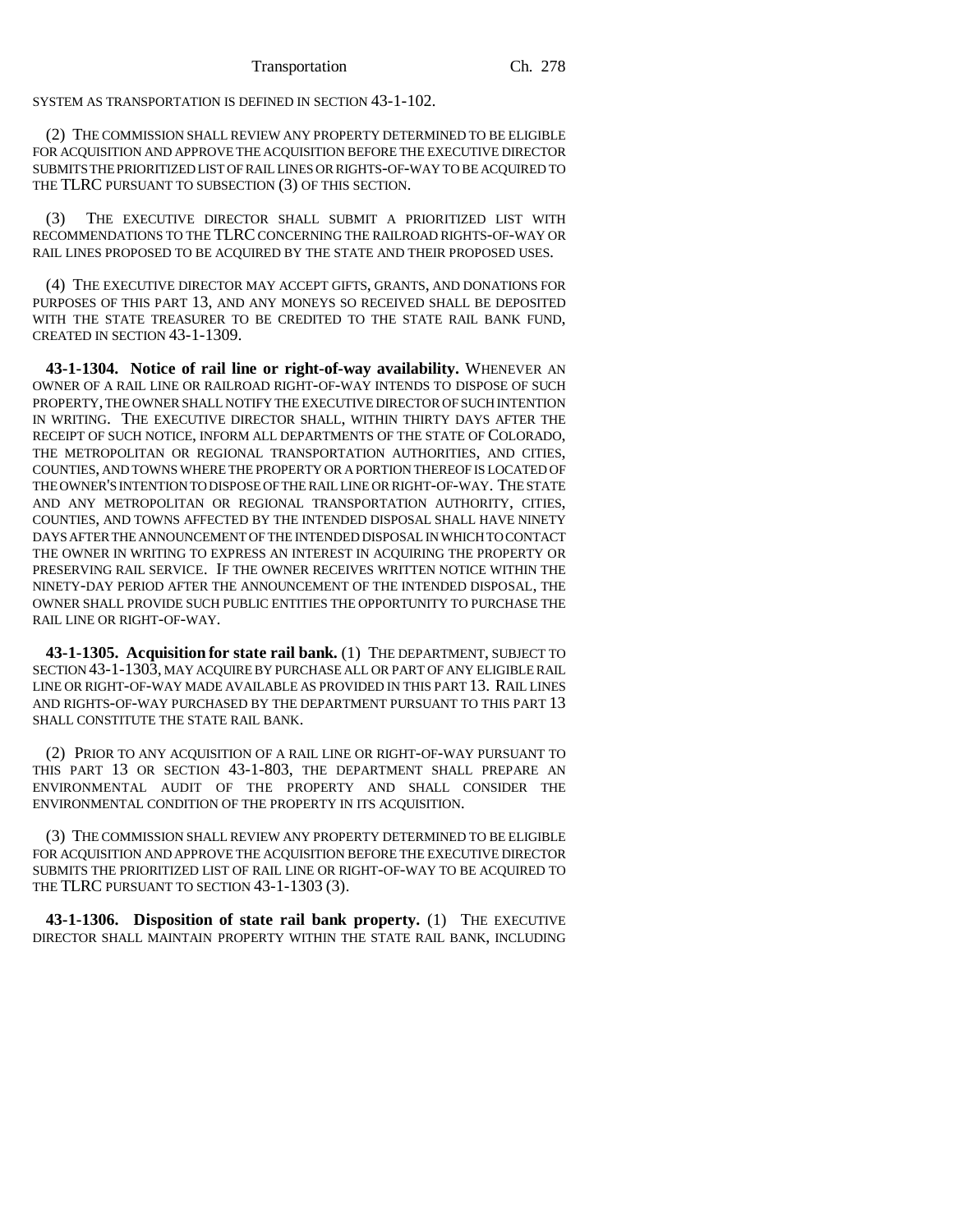SYSTEM AS TRANSPORTATION IS DEFINED IN SECTION 43-1-102.

(2) THE COMMISSION SHALL REVIEW ANY PROPERTY DETERMINED TO BE ELIGIBLE FOR ACQUISITION AND APPROVE THE ACQUISITION BEFORE THE EXECUTIVE DIRECTOR SUBMITS THE PRIORITIZED LIST OF RAIL LINES OR RIGHTS-OF-WAY TO BE ACQUIRED TO THE TLRC PURSUANT TO SUBSECTION (3) OF THIS SECTION.

(3) THE EXECUTIVE DIRECTOR SHALL SUBMIT A PRIORITIZED LIST WITH RECOMMENDATIONS TO THE TLRC CONCERNING THE RAILROAD RIGHTS-OF-WAY OR RAIL LINES PROPOSED TO BE ACQUIRED BY THE STATE AND THEIR PROPOSED USES.

(4) THE EXECUTIVE DIRECTOR MAY ACCEPT GIFTS, GRANTS, AND DONATIONS FOR PURPOSES OF THIS PART 13, AND ANY MONEYS SO RECEIVED SHALL BE DEPOSITED WITH THE STATE TREASURER TO BE CREDITED TO THE STATE RAIL BANK FUND, CREATED IN SECTION 43-1-1309.

**43-1-1304. Notice of rail line or right-of-way availability.** WHENEVER AN OWNER OF A RAIL LINE OR RAILROAD RIGHT-OF-WAY INTENDS TO DISPOSE OF SUCH PROPERTY, THE OWNER SHALL NOTIFY THE EXECUTIVE DIRECTOR OF SUCH INTENTION IN WRITING. THE EXECUTIVE DIRECTOR SHALL, WITHIN THIRTY DAYS AFTER THE RECEIPT OF SUCH NOTICE, INFORM ALL DEPARTMENTS OF THE STATE OF COLORADO, THE METROPOLITAN OR REGIONAL TRANSPORTATION AUTHORITIES, AND CITIES, COUNTIES, AND TOWNS WHERE THE PROPERTY OR A PORTION THEREOF IS LOCATED OF THE OWNER'S INTENTION TO DISPOSE OF THE RAIL LINE OR RIGHT-OF-WAY. THE STATE AND ANY METROPOLITAN OR REGIONAL TRANSPORTATION AUTHORITY, CITIES, COUNTIES, AND TOWNS AFFECTED BY THE INTENDED DISPOSAL SHALL HAVE NINETY DAYS AFTER THE ANNOUNCEMENT OF THE INTENDED DISPOSAL IN WHICH TO CONTACT THE OWNER IN WRITING TO EXPRESS AN INTEREST IN ACQUIRING THE PROPERTY OR PRESERVING RAIL SERVICE. IF THE OWNER RECEIVES WRITTEN NOTICE WITHIN THE NINETY-DAY PERIOD AFTER THE ANNOUNCEMENT OF THE INTENDED DISPOSAL, THE OWNER SHALL PROVIDE SUCH PUBLIC ENTITIES THE OPPORTUNITY TO PURCHASE THE RAIL LINE OR RIGHT-OF-WAY.

**43-1-1305. Acquisition for state rail bank.** (1) THE DEPARTMENT, SUBJECT TO SECTION 43-1-1303, MAY ACQUIRE BY PURCHASE ALL OR PART OF ANY ELIGIBLE RAIL LINE OR RIGHT-OF-WAY MADE AVAILABLE AS PROVIDED IN THIS PART 13. RAIL LINES AND RIGHTS-OF-WAY PURCHASED BY THE DEPARTMENT PURSUANT TO THIS PART 13 SHALL CONSTITUTE THE STATE RAIL BANK.

(2) PRIOR TO ANY ACQUISITION OF A RAIL LINE OR RIGHT-OF-WAY PURSUANT TO THIS PART 13 OR SECTION 43-1-803, THE DEPARTMENT SHALL PREPARE AN ENVIRONMENTAL AUDIT OF THE PROPERTY AND SHALL CONSIDER THE ENVIRONMENTAL CONDITION OF THE PROPERTY IN ITS ACQUISITION.

(3) THE COMMISSION SHALL REVIEW ANY PROPERTY DETERMINED TO BE ELIGIBLE FOR ACQUISITION AND APPROVE THE ACQUISITION BEFORE THE EXECUTIVE DIRECTOR SUBMITS THE PRIORITIZED LIST OF RAIL LINE OR RIGHT-OF-WAY TO BE ACQUIRED TO THE TLRC PURSUANT TO SECTION 43-1-1303 (3).

**43-1-1306. Disposition of state rail bank property.** (1) THE EXECUTIVE DIRECTOR SHALL MAINTAIN PROPERTY WITHIN THE STATE RAIL BANK, INCLUDING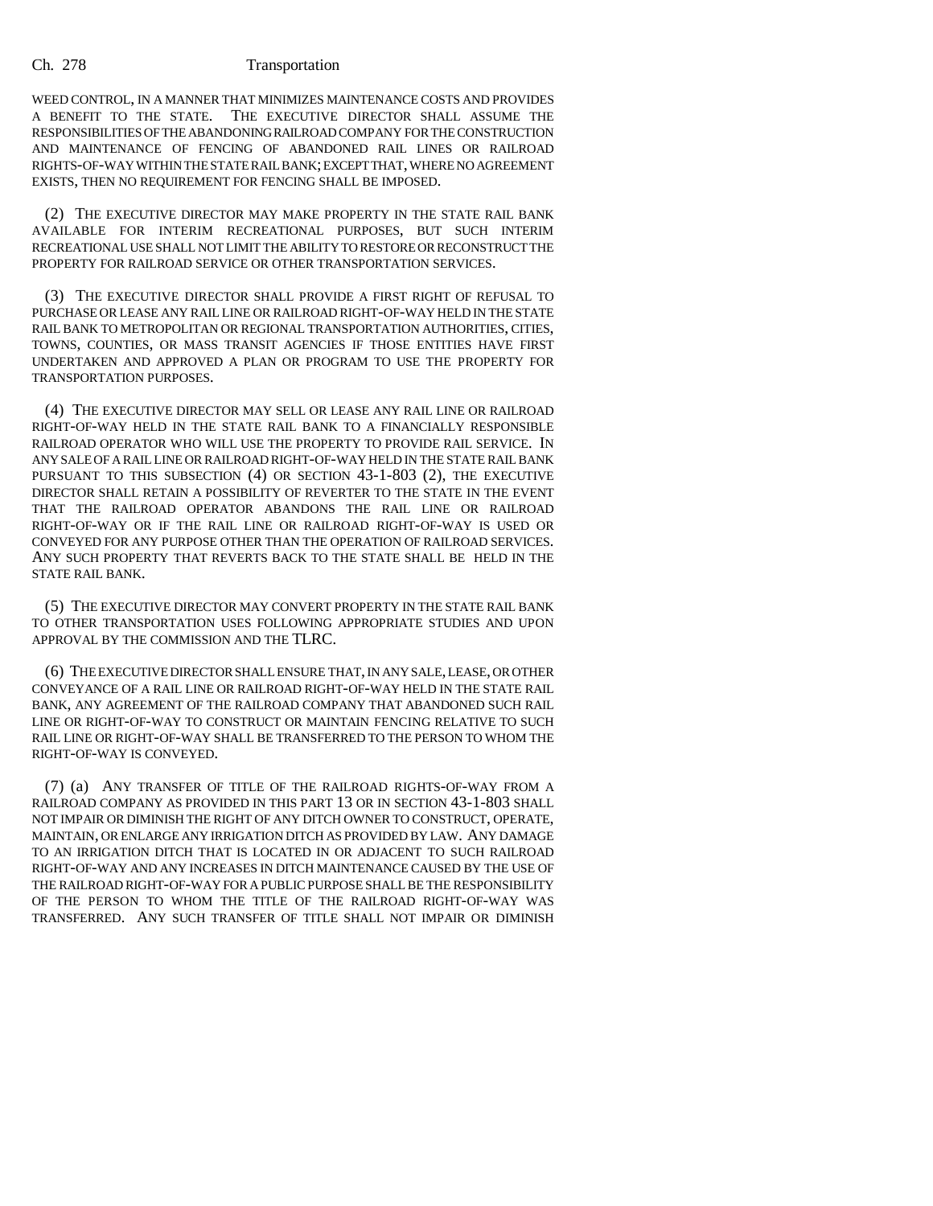WEED CONTROL, IN A MANNER THAT MINIMIZES MAINTENANCE COSTS AND PROVIDES A BENEFIT TO THE STATE. THE EXECUTIVE DIRECTOR SHALL ASSUME THE RESPONSIBILITIES OF THE ABANDONING RAILROAD COMPANY FOR THE CONSTRUCTION AND MAINTENANCE OF FENCING OF ABANDONED RAIL LINES OR RAILROAD RIGHTS-OF-WAY WITHIN THE STATE RAIL BANK; EXCEPT THAT, WHERE NO AGREEMENT EXISTS, THEN NO REQUIREMENT FOR FENCING SHALL BE IMPOSED.

(2) THE EXECUTIVE DIRECTOR MAY MAKE PROPERTY IN THE STATE RAIL BANK AVAILABLE FOR INTERIM RECREATIONAL PURPOSES, BUT SUCH INTERIM RECREATIONAL USE SHALL NOT LIMIT THE ABILITY TO RESTORE OR RECONSTRUCT THE PROPERTY FOR RAILROAD SERVICE OR OTHER TRANSPORTATION SERVICES.

(3) THE EXECUTIVE DIRECTOR SHALL PROVIDE A FIRST RIGHT OF REFUSAL TO PURCHASE OR LEASE ANY RAIL LINE OR RAILROAD RIGHT-OF-WAY HELD IN THE STATE RAIL BANK TO METROPOLITAN OR REGIONAL TRANSPORTATION AUTHORITIES, CITIES, TOWNS, COUNTIES, OR MASS TRANSIT AGENCIES IF THOSE ENTITIES HAVE FIRST UNDERTAKEN AND APPROVED A PLAN OR PROGRAM TO USE THE PROPERTY FOR TRANSPORTATION PURPOSES.

(4) THE EXECUTIVE DIRECTOR MAY SELL OR LEASE ANY RAIL LINE OR RAILROAD RIGHT-OF-WAY HELD IN THE STATE RAIL BANK TO A FINANCIALLY RESPONSIBLE RAILROAD OPERATOR WHO WILL USE THE PROPERTY TO PROVIDE RAIL SERVICE. IN ANY SALE OF A RAIL LINE OR RAILROAD RIGHT-OF-WAY HELD IN THE STATE RAIL BANK PURSUANT TO THIS SUBSECTION (4) OR SECTION 43-1-803 (2), THE EXECUTIVE DIRECTOR SHALL RETAIN A POSSIBILITY OF REVERTER TO THE STATE IN THE EVENT THAT THE RAILROAD OPERATOR ABANDONS THE RAIL LINE OR RAILROAD RIGHT-OF-WAY OR IF THE RAIL LINE OR RAILROAD RIGHT-OF-WAY IS USED OR CONVEYED FOR ANY PURPOSE OTHER THAN THE OPERATION OF RAILROAD SERVICES. ANY SUCH PROPERTY THAT REVERTS BACK TO THE STATE SHALL BE HELD IN THE STATE RAIL BANK.

(5) THE EXECUTIVE DIRECTOR MAY CONVERT PROPERTY IN THE STATE RAIL BANK TO OTHER TRANSPORTATION USES FOLLOWING APPROPRIATE STUDIES AND UPON APPROVAL BY THE COMMISSION AND THE TLRC.

(6) THE EXECUTIVE DIRECTOR SHALL ENSURE THAT, IN ANY SALE, LEASE, OR OTHER CONVEYANCE OF A RAIL LINE OR RAILROAD RIGHT-OF-WAY HELD IN THE STATE RAIL BANK, ANY AGREEMENT OF THE RAILROAD COMPANY THAT ABANDONED SUCH RAIL LINE OR RIGHT-OF-WAY TO CONSTRUCT OR MAINTAIN FENCING RELATIVE TO SUCH RAIL LINE OR RIGHT-OF-WAY SHALL BE TRANSFERRED TO THE PERSON TO WHOM THE RIGHT-OF-WAY IS CONVEYED.

(7) (a) ANY TRANSFER OF TITLE OF THE RAILROAD RIGHTS-OF-WAY FROM A RAILROAD COMPANY AS PROVIDED IN THIS PART 13 OR IN SECTION 43-1-803 SHALL NOT IMPAIR OR DIMINISH THE RIGHT OF ANY DITCH OWNER TO CONSTRUCT, OPERATE, MAINTAIN, OR ENLARGE ANY IRRIGATION DITCH AS PROVIDED BY LAW. ANY DAMAGE TO AN IRRIGATION DITCH THAT IS LOCATED IN OR ADJACENT TO SUCH RAILROAD RIGHT-OF-WAY AND ANY INCREASES IN DITCH MAINTENANCE CAUSED BY THE USE OF THE RAILROAD RIGHT-OF-WAY FOR A PUBLIC PURPOSE SHALL BE THE RESPONSIBILITY OF THE PERSON TO WHOM THE TITLE OF THE RAILROAD RIGHT-OF-WAY WAS TRANSFERRED. ANY SUCH TRANSFER OF TITLE SHALL NOT IMPAIR OR DIMINISH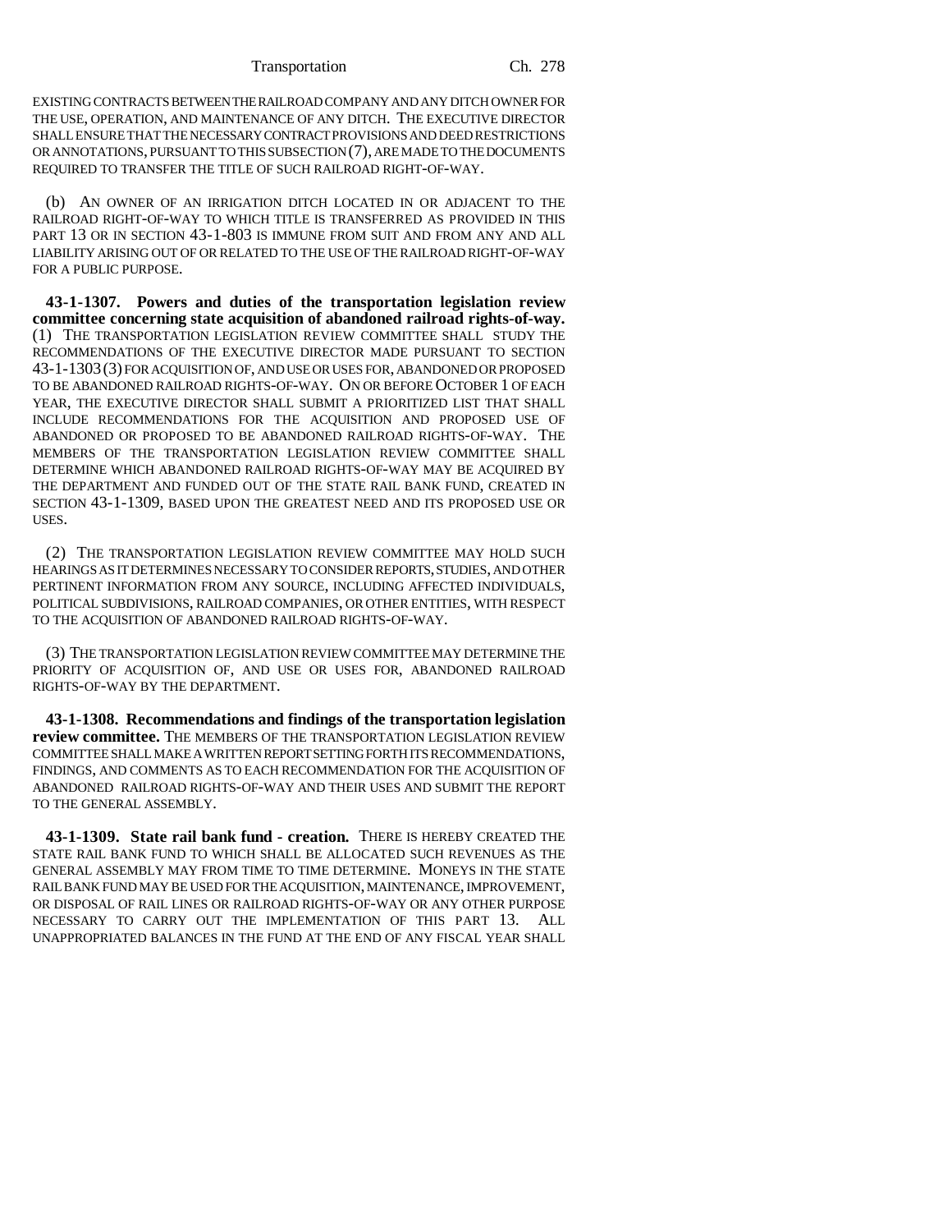EXISTING CONTRACTS BETWEEN THE RAILROAD COMPANY AND ANY DITCH OWNER FOR THE USE, OPERATION, AND MAINTENANCE OF ANY DITCH. THE EXECUTIVE DIRECTOR SHALL ENSURE THAT THE NECESSARY CONTRACT PROVISIONS AND DEED RESTRICTIONS OR ANNOTATIONS, PURSUANT TO THIS SUBSECTION (7), ARE MADE TO THE DOCUMENTS REQUIRED TO TRANSFER THE TITLE OF SUCH RAILROAD RIGHT-OF-WAY.

(b) AN OWNER OF AN IRRIGATION DITCH LOCATED IN OR ADJACENT TO THE RAILROAD RIGHT-OF-WAY TO WHICH TITLE IS TRANSFERRED AS PROVIDED IN THIS PART 13 OR IN SECTION 43-1-803 IS IMMUNE FROM SUIT AND FROM ANY AND ALL LIABILITY ARISING OUT OF OR RELATED TO THE USE OF THE RAILROAD RIGHT-OF-WAY FOR A PUBLIC PURPOSE.

**43-1-1307. Powers and duties of the transportation legislation review committee concerning state acquisition of abandoned railroad rights-of-way.** (1) THE TRANSPORTATION LEGISLATION REVIEW COMMITTEE SHALL STUDY THE RECOMMENDATIONS OF THE EXECUTIVE DIRECTOR MADE PURSUANT TO SECTION 43-1-1303 (3) FOR ACQUISITION OF, AND USE OR USES FOR, ABANDONED OR PROPOSED TO BE ABANDONED RAILROAD RIGHTS-OF-WAY. ON OR BEFORE OCTOBER 1 OF EACH YEAR, THE EXECUTIVE DIRECTOR SHALL SUBMIT A PRIORITIZED LIST THAT SHALL INCLUDE RECOMMENDATIONS FOR THE ACQUISITION AND PROPOSED USE OF ABANDONED OR PROPOSED TO BE ABANDONED RAILROAD RIGHTS-OF-WAY. THE MEMBERS OF THE TRANSPORTATION LEGISLATION REVIEW COMMITTEE SHALL DETERMINE WHICH ABANDONED RAILROAD RIGHTS-OF-WAY MAY BE ACQUIRED BY THE DEPARTMENT AND FUNDED OUT OF THE STATE RAIL BANK FUND, CREATED IN SECTION 43-1-1309, BASED UPON THE GREATEST NEED AND ITS PROPOSED USE OR USES.

(2) THE TRANSPORTATION LEGISLATION REVIEW COMMITTEE MAY HOLD SUCH HEARINGS AS IT DETERMINES NECESSARY TO CONSIDER REPORTS, STUDIES, AND OTHER PERTINENT INFORMATION FROM ANY SOURCE, INCLUDING AFFECTED INDIVIDUALS, POLITICAL SUBDIVISIONS, RAILROAD COMPANIES, OR OTHER ENTITIES, WITH RESPECT TO THE ACQUISITION OF ABANDONED RAILROAD RIGHTS-OF-WAY.

(3) THE TRANSPORTATION LEGISLATION REVIEW COMMITTEE MAY DETERMINE THE PRIORITY OF ACQUISITION OF, AND USE OR USES FOR, ABANDONED RAILROAD RIGHTS-OF-WAY BY THE DEPARTMENT.

**43-1-1308. Recommendations and findings of the transportation legislation review committee.** THE MEMBERS OF THE TRANSPORTATION LEGISLATION REVIEW COMMITTEE SHALL MAKE A WRITTEN REPORT SETTING FORTH ITS RECOMMENDATIONS, FINDINGS, AND COMMENTS AS TO EACH RECOMMENDATION FOR THE ACQUISITION OF ABANDONED RAILROAD RIGHTS-OF-WAY AND THEIR USES AND SUBMIT THE REPORT TO THE GENERAL ASSEMBLY.

**43-1-1309. State rail bank fund - creation.** THERE IS HEREBY CREATED THE STATE RAIL BANK FUND TO WHICH SHALL BE ALLOCATED SUCH REVENUES AS THE GENERAL ASSEMBLY MAY FROM TIME TO TIME DETERMINE. MONEYS IN THE STATE RAIL BANK FUND MAY BE USED FOR THE ACQUISITION, MAINTENANCE, IMPROVEMENT, OR DISPOSAL OF RAIL LINES OR RAILROAD RIGHTS-OF-WAY OR ANY OTHER PURPOSE NECESSARY TO CARRY OUT THE IMPLEMENTATION OF THIS PART 13. ALL UNAPPROPRIATED BALANCES IN THE FUND AT THE END OF ANY FISCAL YEAR SHALL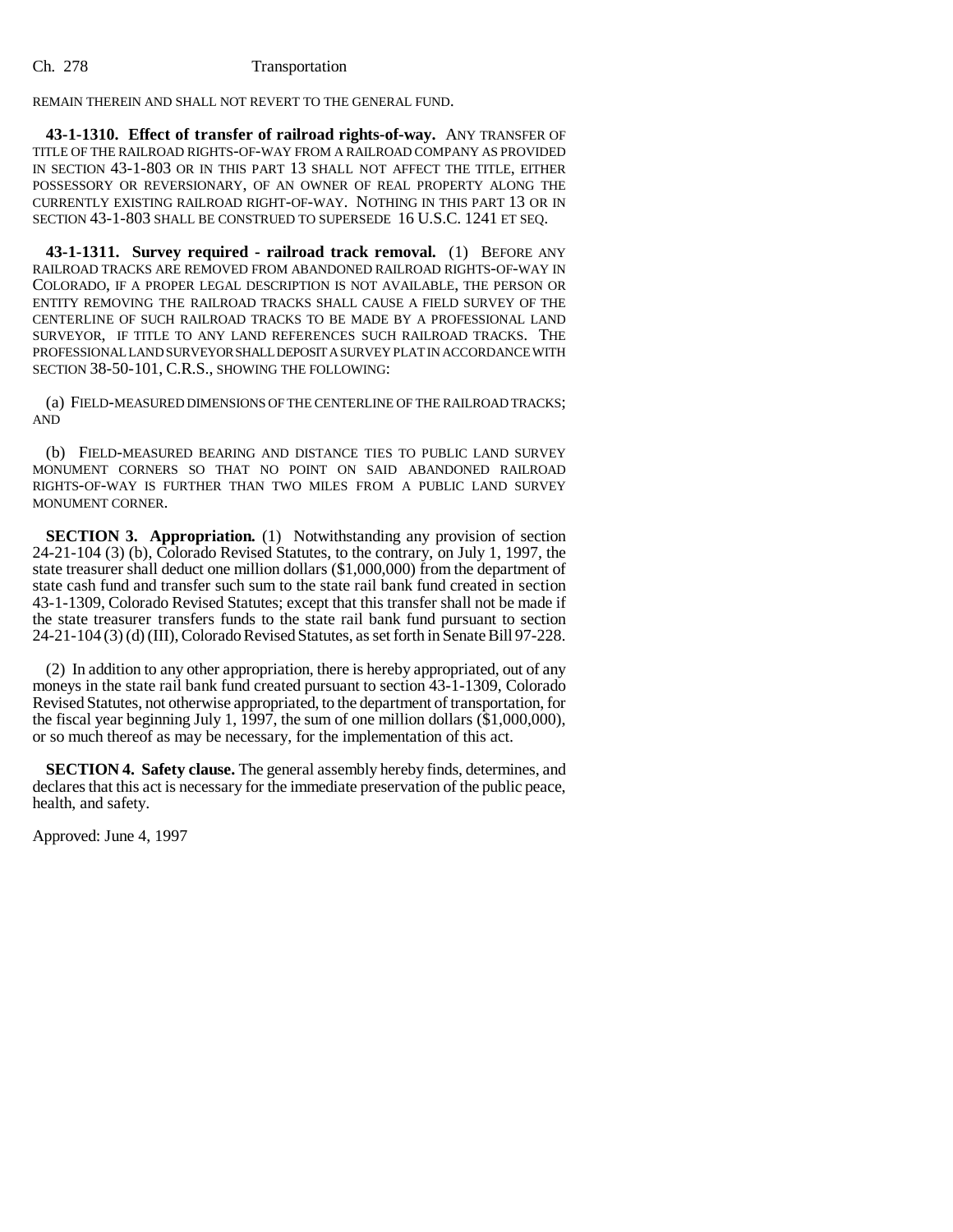REMAIN THEREIN AND SHALL NOT REVERT TO THE GENERAL FUND.

**43-1-1310. Effect of transfer of railroad rights-of-way.** ANY TRANSFER OF TITLE OF THE RAILROAD RIGHTS-OF-WAY FROM A RAILROAD COMPANY AS PROVIDED IN SECTION 43-1-803 OR IN THIS PART 13 SHALL NOT AFFECT THE TITLE, EITHER POSSESSORY OR REVERSIONARY, OF AN OWNER OF REAL PROPERTY ALONG THE CURRENTLY EXISTING RAILROAD RIGHT-OF-WAY. NOTHING IN THIS PART 13 OR IN SECTION 43-1-803 SHALL BE CONSTRUED TO SUPERSEDE 16 U.S.C. 1241 ET SEQ.

**43-1-1311. Survey required - railroad track removal.** (1) BEFORE ANY RAILROAD TRACKS ARE REMOVED FROM ABANDONED RAILROAD RIGHTS-OF-WAY IN COLORADO, IF A PROPER LEGAL DESCRIPTION IS NOT AVAILABLE, THE PERSON OR ENTITY REMOVING THE RAILROAD TRACKS SHALL CAUSE A FIELD SURVEY OF THE CENTERLINE OF SUCH RAILROAD TRACKS TO BE MADE BY A PROFESSIONAL LAND SURVEYOR, IF TITLE TO ANY LAND REFERENCES SUCH RAILROAD TRACKS. THE PROFESSIONAL LAND SURVEYOR SHALL DEPOSIT A SURVEY PLAT IN ACCORDANCE WITH SECTION 38-50-101, C.R.S., SHOWING THE FOLLOWING:

(a) FIELD-MEASURED DIMENSIONS OF THE CENTERLINE OF THE RAILROAD TRACKS; AND

(b) FIELD-MEASURED BEARING AND DISTANCE TIES TO PUBLIC LAND SURVEY MONUMENT CORNERS SO THAT NO POINT ON SAID ABANDONED RAILROAD RIGHTS-OF-WAY IS FURTHER THAN TWO MILES FROM A PUBLIC LAND SURVEY MONUMENT CORNER.

**SECTION 3. Appropriation.** (1) Notwithstanding any provision of section 24-21-104 (3) (b), Colorado Revised Statutes, to the contrary, on July 1, 1997, the state treasurer shall deduct one million dollars ($1,000,000) from the department of state cash fund and transfer such sum to the state rail bank fund created in section 43-1-1309, Colorado Revised Statutes; except that this transfer shall not be made if the state treasurer transfers funds to the state rail bank fund pursuant to section 24-21-104 (3) (d) (III), Colorado Revised Statutes, as set forth in Senate Bill 97-228.

(2) In addition to any other appropriation, there is hereby appropriated, out of any moneys in the state rail bank fund created pursuant to section 43-1-1309, Colorado Revised Statutes, not otherwise appropriated, to the department of transportation, for the fiscal year beginning July 1, 1997, the sum of one million dollars ($1,000,000), or so much thereof as may be necessary, for the implementation of this act.

**SECTION 4. Safety clause.** The general assembly hereby finds, determines, and declares that this act is necessary for the immediate preservation of the public peace, health, and safety.

Approved: June 4, 1997